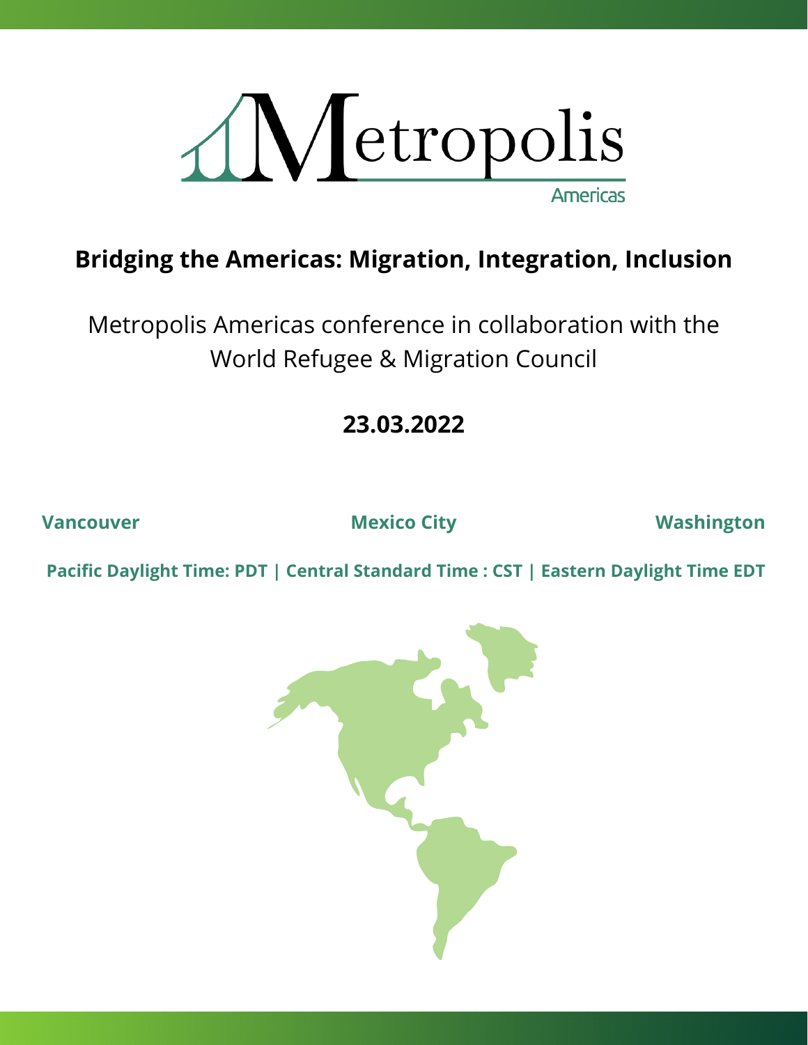# Metropolis

Americas

## Bridging the Americas: Migration, Integration, Inclusion

Metropolis Americas conference in collaboration with the World Refugee & Migration Council

**23.03.2022**

**Vancouver** | **Mexico City** | **Washington**

**Pacific Daylight Time: PDT | Central Standard Time : CST | Eastern Daylight Time EDT**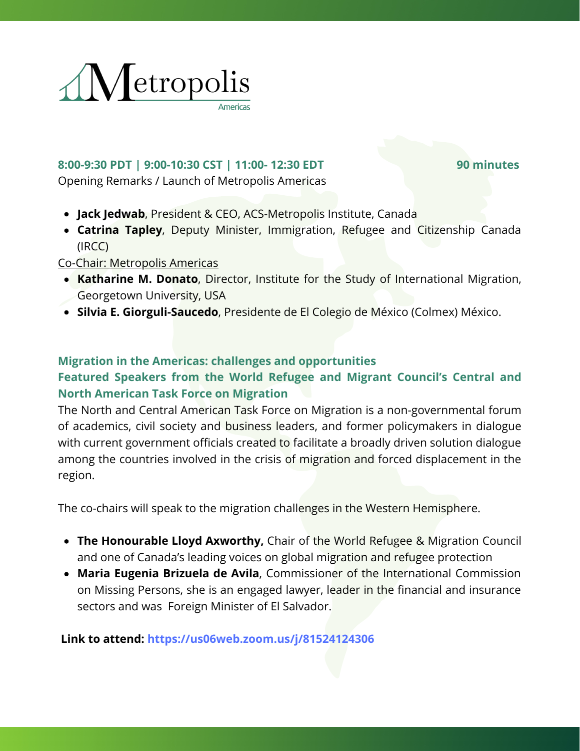**8:00-9:30 PDT | 9:00-10:30 CST | 11:00- 12:30 EDT** **90 minutes**

Opening Remarks / Launch of Metropolis Americas

- **Jack Jedwab**, President & CEO, ACS-Metropolis Institute, Canada
- **Catrina Tapley**, Deputy Minister, Immigration, Refugee and Citizenship Canada (IRCC)

Co-Chair: Metropolis Americas

- **Katharine M. Donato**, Director, Institute for the Study of International Migration, Georgetown University, USA
- **Silvia E. Giorguli-Saucedo**, Presidente de El Colegio de México (Colmex) México.

**Migration in the Americas: challenges and opportunities**

**Featured Speakers from the World Refugee and Migrant Council's Central and North American Task Force on Migration**

The North and Central American Task Force on Migration is a non-governmental forum of academics, civil society and business leaders, and former policymakers in dialogue with current government officials created to facilitate a broadly driven solution dialogue among the countries involved in the crisis of migration and forced displacement in the region.

The co-chairs will speak to the migration challenges in the Western Hemisphere.

- **The Honourable Lloyd Axworthy,** Chair of the World Refugee & Migration Council and one of Canada's leading voices on global migration and refugee protection
- **Maria Eugenia Brizuela de Avila**, Commissioner of the International Commission on Missing Persons, she is an engaged lawyer, leader in the financial and insurance sectors and was Foreign Minister of El Salvador.

**Link to attend:** https://us06web.zoom.us/j/81524124306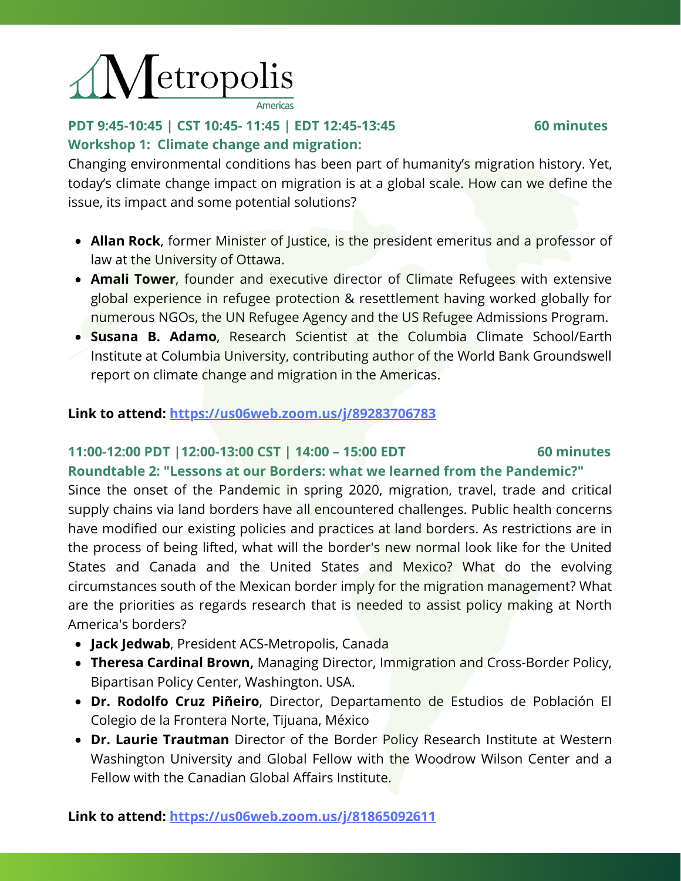**PDT 9:45-10:45 | CST 10:45- 11:45 | EDT 12:45-13:45 60 minutes**

**Workshop 1: Climate change and migration:**

Changing environmental conditions has been part of humanity's migration history. Yet, today's climate change impact on migration is at a global scale. How can we define the issue, its impact and some potential solutions?

- **Allan Rock**, former Minister of Justice, is the president emeritus and a professor of law at the University of Ottawa.
- **Amali Tower**, founder and executive director of Climate Refugees with extensive global experience in refugee protection & resettlement having worked globally for numerous NGOs, the UN Refugee Agency and the US Refugee Admissions Program.
- **Susana B. Adamo**, Research Scientist at the Columbia Climate School/Earth Institute at Columbia University, contributing author of the World Bank Groundswell report on climate change and migration in the Americas.

**Link to attend: https://us06web.zoom.us/j/89283706783**

**11:00-12:00 PDT |12:00-13:00 CST | 14:00 – 15:00 EDT 60 minutes**

**Roundtable 2: "Lessons at our Borders: what we learned from the Pandemic?"**

Since the onset of the Pandemic in spring 2020, migration, travel, trade and critical supply chains via land borders have all encountered challenges. Public health concerns have modified our existing policies and practices at land borders. As restrictions are in the process of being lifted, what will the border's new normal look like for the United States and Canada and the United States and Mexico? What do the evolving circumstances south of the Mexican border imply for the migration management? What are the priorities as regards research that is needed to assist policy making at North America's borders?

- **Jack Jedwab**, President ACS-Metropolis, Canada
- **Theresa Cardinal Brown,** Managing Director, Immigration and Cross-Border Policy, Bipartisan Policy Center, Washington. USA.
- **Dr. Rodolfo Cruz Piñeiro**, Director, Departamento de Estudios de Población El Colegio de la Frontera Norte, Tijuana, México
- **Dr. Laurie Trautman** Director of the Border Policy Research Institute at Western Washington University and Global Fellow with the Woodrow Wilson Center and a Fellow with the Canadian Global Affairs Institute.

**Link to attend: https://us06web.zoom.us/j/81865092611**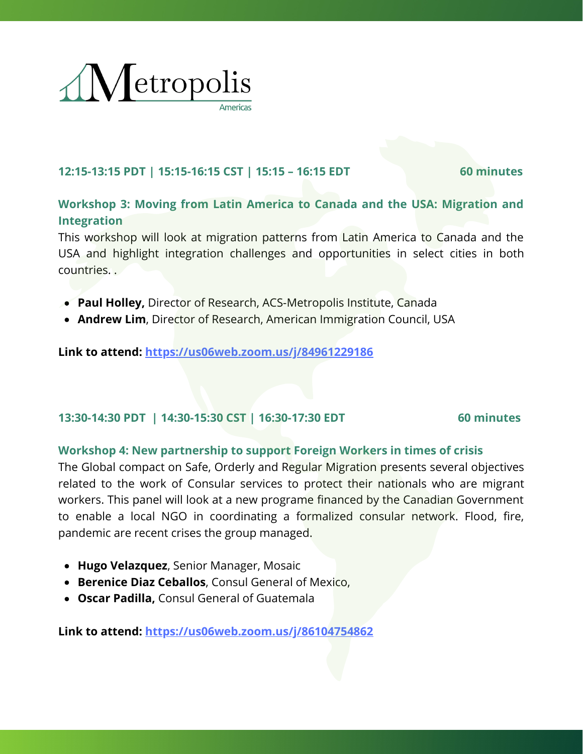**12:15-13:15 PDT | 15:15-16:15 CST | 15:15 – 16:15 EDT** **60 minutes**

### Workshop 3: Moving from Latin America to Canada and the USA: Migration and Integration

This workshop will look at migration patterns from Latin America to Canada and the USA and highlight integration challenges and opportunities in select cities in both countries. .

- **Paul Holley,** Director of Research, ACS-Metropolis Institute, Canada
- **Andrew Lim**, Director of Research, American Immigration Council, USA

**Link to attend: https://us06web.zoom.us/j/84961229186**

**13:30-14:30 PDT | 14:30-15:30 CST | 16:30-17:30 EDT** **60 minutes**

### Workshop 4: New partnership to support Foreign Workers in times of crisis

The Global compact on Safe, Orderly and Regular Migration presents several objectives related to the work of Consular services to protect their nationals who are migrant workers. This panel will look at a new programe financed by the Canadian Government to enable a local NGO in coordinating a formalized consular network. Flood, fire, pandemic are recent crises the group managed.

- **Hugo Velazquez**, Senior Manager, Mosaic
- **Berenice Diaz Ceballos**, Consul General of Mexico,
- **Oscar Padilla,** Consul General of Guatemala

**Link to attend: https://us06web.zoom.us/j/86104754862**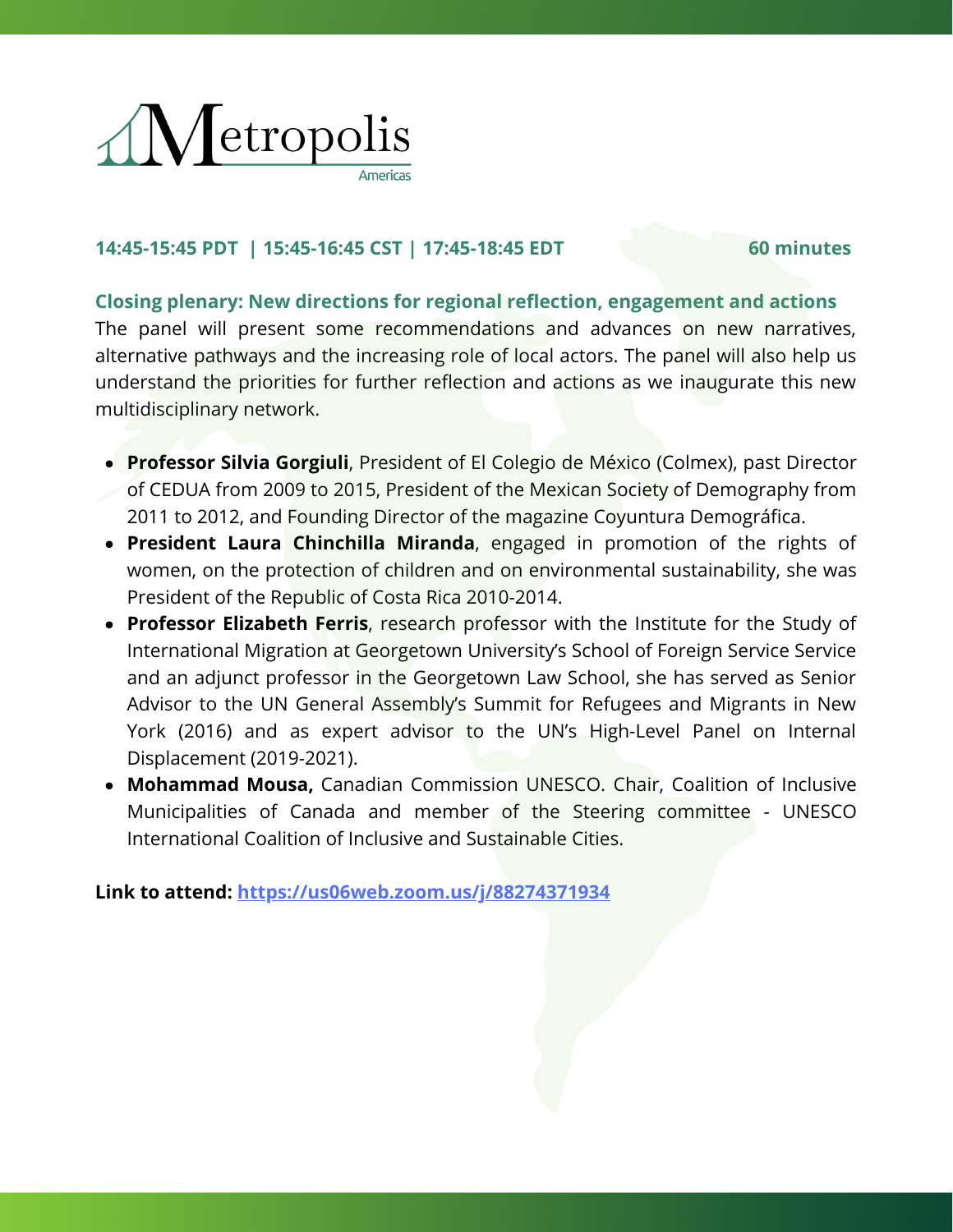Metropolis
Americas

**14:45-15:45 PDT | 15:45-16:45 CST | 17:45-18:45 EDT** **60 minutes**

**Closing plenary: New directions for regional reflection, engagement and actions**

The panel will present some recommendations and advances on new narratives, alternative pathways and the increasing role of local actors. The panel will also help us understand the priorities for further reflection and actions as we inaugurate this new multidisciplinary network.

- **Professor Silvia Gorgiuli**, President of El Colegio de México (Colmex), past Director of CEDUA from 2009 to 2015, President of the Mexican Society of Demography from 2011 to 2012, and Founding Director of the magazine Coyuntura Demográfica.
- **President Laura Chinchilla Miranda**, engaged in promotion of the rights of women, on the protection of children and on environmental sustainability, she was President of the Republic of Costa Rica 2010-2014.
- **Professor Elizabeth Ferris**, research professor with the Institute for the Study of International Migration at Georgetown University's School of Foreign Service Service and an adjunct professor in the Georgetown Law School, she has served as Senior Advisor to the UN General Assembly's Summit for Refugees and Migrants in New York (2016) and as expert advisor to the UN's High-Level Panel on Internal Displacement (2019-2021).
- **Mohammad Mousa,** Canadian Commission UNESCO. Chair, Coalition of Inclusive Municipalities of Canada and member of the Steering committee - UNESCO International Coalition of Inclusive and Sustainable Cities.

**Link to attend: [https://us06web.zoom.us/j/88274371934](https://us06web.zoom.us/j/88274371934)**